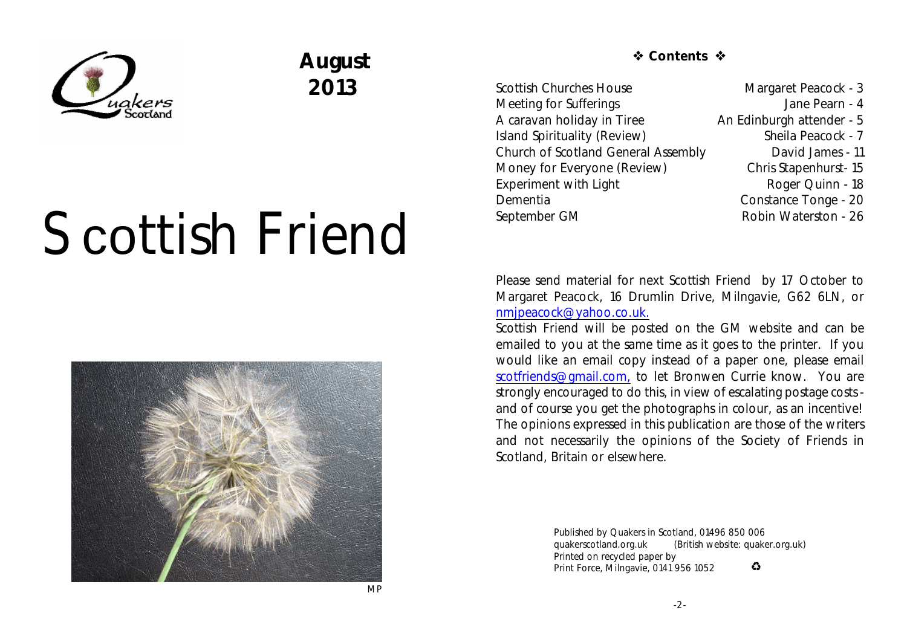August 2013

# Scottish Friend

MP

## ❖ Contents ❖

| | |
|---|---|
| Scottish Churches House | Margaret Peacock - 3 |
| Meeting for Sufferings | Jane Pearn - 4 |
| A caravan holiday in Tiree | An Edinburgh attender - 5 |
| Island Spirituality (Review) | Sheila Peacock - 7 |
| Church of Scotland General Assembly | David James - 11 |
| Money for Everyone (Review) | Chris Stapenhurst- 15 |
| Experiment with Light | Roger Quinn - 18 |
| Dementia | Constance Tonge - 20 |
| September GM | Robin Waterston - 26 |

Please send material for next Scottish Friend by 17 October to Margaret Peacock, 16 Drumlin Drive, Milngavie, G62 6LN, or nmjpeacock@yahoo.co.uk.

Scottish Friend will be posted on the GM website and can be emailed to you at the same time as it goes to the printer. If you would like an email copy instead of a paper one, please email scotfriends@gmail.com, to let Bronwen Currie know. You are strongly encouraged to do this, in view of escalating postage costs - and of course you get the photographs in colour, as an incentive! The opinions expressed in this publication are those of the writers and not necessarily the opinions of the Society of Friends in Scotland, Britain or elsewhere.

Published by Quakers in Scotland, 01496 850 006
quakerscotland.org.uk (British website: quaker.org.uk)
Printed on recycled paper by
Print Force, Milngavie, 0141 956 1052 ♻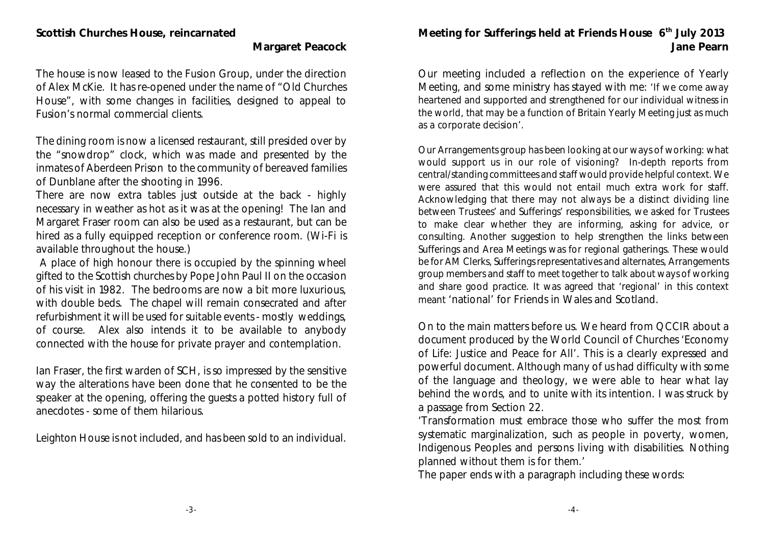## Scottish Churches House, reincarnated

**Margaret Peacock**

The house is now leased to the Fusion Group, under the direction of Alex McKie. It has re-opened under the name of "Old Churches House", with some changes in facilities, designed to appeal to Fusion's normal commercial clients.

The dining room is now a licensed restaurant, still presided over by the "snowdrop" clock, which was made and presented by the inmates of Aberdeen Prison to the community of bereaved families of Dunblane after the shooting in 1996.

There are now extra tables just outside at the back - highly necessary in weather as hot as it was at the opening! The Ian and Margaret Fraser room can also be used as a restaurant, but can be hired as a fully equipped reception or conference room. (Wi-Fi is available throughout the house.)

A place of high honour there is occupied by the spinning wheel gifted to the Scottish churches by Pope John Paul II on the occasion of his visit in 1982. The bedrooms are now a bit more luxurious, with double beds. The chapel will remain consecrated and after refurbishment it will be used for suitable events - mostly weddings, of course. Alex also intends it to be available to anybody connected with the house for private prayer and contemplation.

Ian Fraser, the first warden of SCH, is so impressed by the sensitive way the alterations have been done that he consented to be the speaker at the opening, offering the guests a potted history full of anecdotes - some of them hilarious.

Leighton House is not included, and has been sold to an individual.

## Meeting for Sufferings held at Friends House 6th July 2013

**Jane Pearn**

Our meeting included a reflection on the experience of Yearly Meeting, and some ministry has stayed with me: 'If we come away heartened and supported and strengthened for our individual witness in the world, that may be a function of Britain Yearly Meeting just as much as a corporate decision'.

Our Arrangements group has been looking at our ways of working: what would support us in our role of visioning? In-depth reports from central/standing committees and staff would provide helpful context. We were assured that this would not entail much extra work for staff. Acknowledging that there may not always be a distinct dividing line between Trustees' and Sufferings' responsibilities, we asked for Trustees to make clear whether they are informing, asking for advice, or consulting. Another suggestion to help strengthen the links between Sufferings and Area Meetings was for regional gatherings. These would be for AM Clerks, Sufferings representatives and alternates, Arrangements group members and staff to meet together to talk about ways of working and share good practice. It was agreed that 'regional' in this context meant 'national' for Friends in Wales and Scotland.

On to the main matters before us. We heard from QCCIR about a document produced by the World Council of Churches 'Economy of Life: Justice and Peace for All'. This is a clearly expressed and powerful document. Although many of us had difficulty with some of the language and theology, we were able to hear what lay behind the words, and to unite with its intention. I was struck by a passage from Section 22.

'Transformation must embrace those who suffer the most from systematic marginalization, such as people in poverty, women, Indigenous Peoples and persons living with disabilities. Nothing planned without them is for them.'

The paper ends with a paragraph including these words: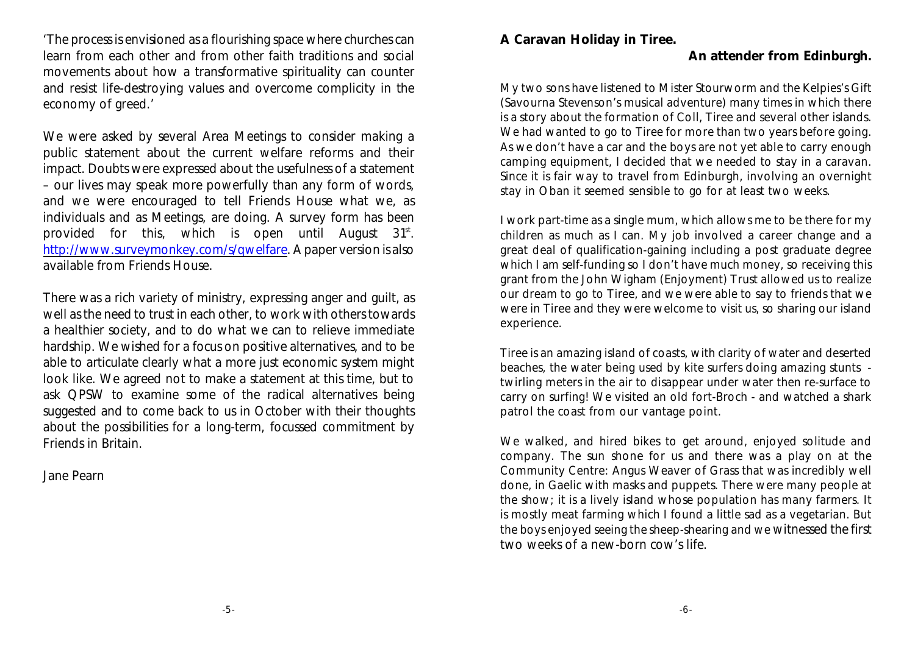'The process is envisioned as a flourishing space where churches can learn from each other and from other faith traditions and social movements about how a transformative spirituality can counter and resist life-destroying values and overcome complicity in the economy of greed.'

We were asked by several Area Meetings to consider making a public statement about the current welfare reforms and their impact. Doubts were expressed about the usefulness of a statement – our lives may speak more powerfully than any form of words, and we were encouraged to tell Friends House what we, as individuals and as Meetings, are doing. A survey form has been provided for this, which is open until August 31st. http://www.surveymonkey.com/s/qwelfare. A paper version is also available from Friends House.

There was a rich variety of ministry, expressing anger and guilt, as well as the need to trust in each other, to work with others towards a healthier society, and to do what we can to relieve immediate hardship. We wished for a focus on positive alternatives, and to be able to articulate clearly what a more just economic system might look like. We agreed not to make a statement at this time, but to ask QPSW to examine some of the radical alternatives being suggested and to come back to us in October with their thoughts about the possibilities for a long-term, focussed commitment by Friends in Britain.

Jane Pearn

## A Caravan Holiday in Tiree.

**An attender from Edinburgh.**

My two sons have listened to Mister Stourworm and the Kelpies's Gift (Savourna Stevenson's musical adventure) many times in which there is a story about the formation of Coll, Tiree and several other islands. We had wanted to go to Tiree for more than two years before going. As we don't have a car and the boys are not yet able to carry enough camping equipment, I decided that we needed to stay in a caravan. Since it is fair way to travel from Edinburgh, involving an overnight stay in Oban it seemed sensible to go for at least two weeks.

I work part-time as a single mum, which allows me to be there for my children as much as I can. My job involved a career change and a great deal of qualification-gaining including a post graduate degree which I am self-funding so I don't have much money, so receiving this grant from the John Wigham (Enjoyment) Trust allowed us to realize our dream to go to Tiree, and we were able to say to friends that we were in Tiree and they were welcome to visit us, so sharing our island experience.

Tiree is an amazing island of coasts, with clarity of water and deserted beaches, the water being used by kite surfers doing amazing stunts - twirling meters in the air to disappear under water then re-surface to carry on surfing! We visited an old fort-Broch - and watched a shark patrol the coast from our vantage point.

We walked, and hired bikes to get around, enjoyed solitude and company. The sun shone for us and there was a play on at the Community Centre: Angus Weaver of Grass that was incredibly well done, in Gaelic with masks and puppets. There were many people at the show; it is a lively island whose population has many farmers. It is mostly meat farming which I found a little sad as a vegetarian. But the boys enjoyed seeing the sheep-shearing and we witnessed the first two weeks of a new-born cow's life.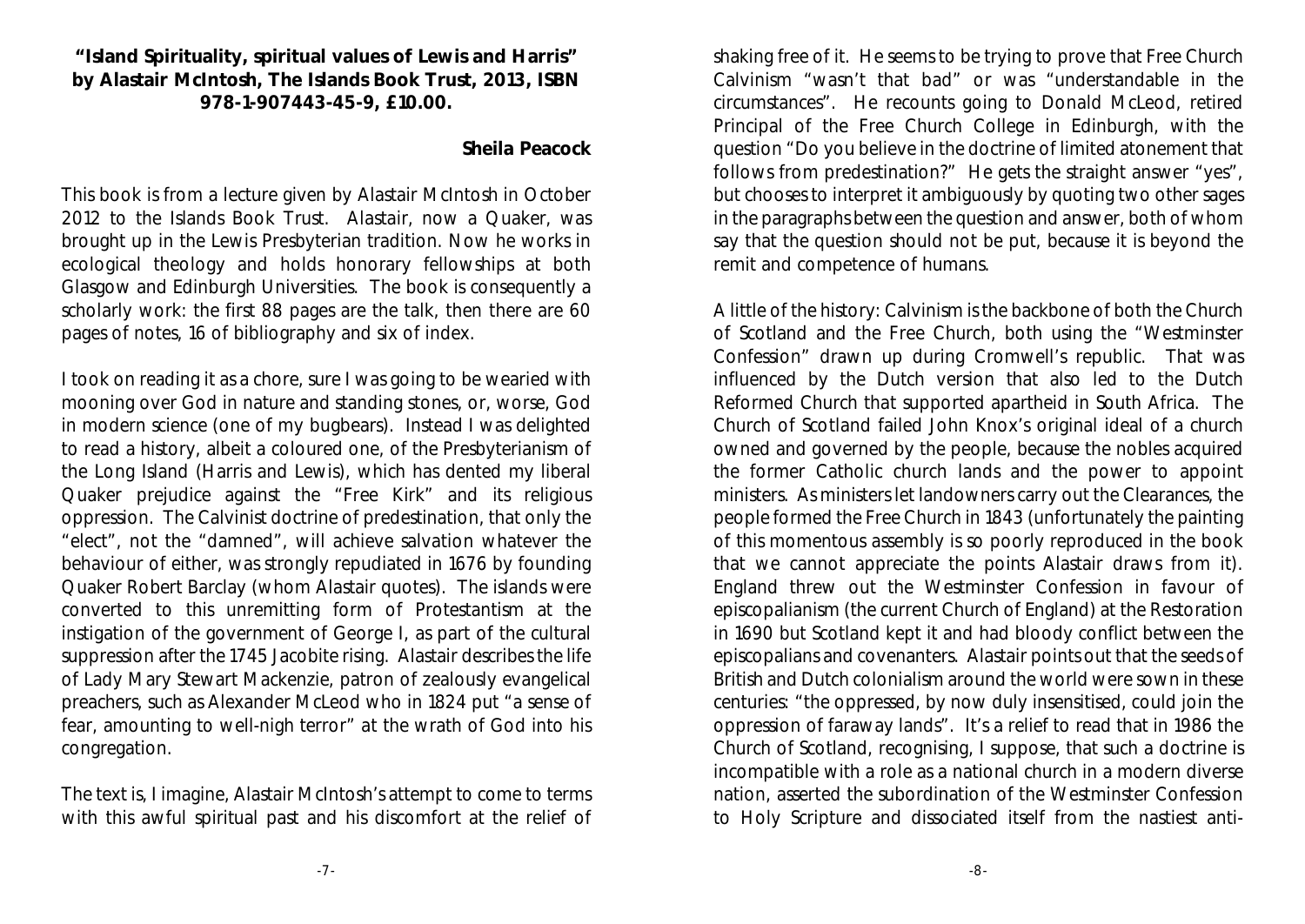**"Island Spirituality, spiritual values of Lewis and Harris" by Alastair McIntosh, The Islands Book Trust, 2013, ISBN 978-1-907443-45-9, £10.00.**

**Sheila Peacock**

This book is from a lecture given by Alastair McIntosh in October 2012 to the Islands Book Trust. Alastair, now a Quaker, was brought up in the Lewis Presbyterian tradition. Now he works in ecological theology and holds honorary fellowships at both Glasgow and Edinburgh Universities. The book is consequently a scholarly work: the first 88 pages are the talk, then there are 60 pages of notes, 16 of bibliography and six of index.

I took on reading it as a chore, sure I was going to be wearied with mooning over God in nature and standing stones, or, worse, God in modern science (one of my bugbears). Instead I was delighted to read a history, albeit a coloured one, of the Presbyterianism of the Long Island (Harris and Lewis), which has dented my liberal Quaker prejudice against the "Free Kirk" and its religious oppression. The Calvinist doctrine of predestination, that only the "elect", not the "damned", will achieve salvation whatever the behaviour of either, was strongly repudiated in 1676 by founding Quaker Robert Barclay (whom Alastair quotes). The islands were converted to this unremitting form of Protestantism at the instigation of the government of George I, as part of the cultural suppression after the 1745 Jacobite rising. Alastair describes the life of Lady Mary Stewart Mackenzie, patron of zealously evangelical preachers, such as Alexander McLeod who in 1824 put "a sense of fear, amounting to well-nigh terror" at the wrath of God into his congregation.

The text is, I imagine, Alastair McIntosh's attempt to come to terms with this awful spiritual past and his discomfort at the relief of shaking free of it. He seems to be trying to prove that Free Church Calvinism "wasn't that bad" or was "understandable in the circumstances". He recounts going to Donald McLeod, retired Principal of the Free Church College in Edinburgh, with the question "Do you believe in the doctrine of limited atonement that follows from predestination?" He gets the straight answer "yes", but chooses to interpret it ambiguously by quoting two other sages in the paragraphs between the question and answer, both of whom say that the question should not be put, because it is beyond the remit and competence of humans.

A little of the history: Calvinism is the backbone of both the Church of Scotland and the Free Church, both using the "Westminster Confession" drawn up during Cromwell's republic. That was influenced by the Dutch version that also led to the Dutch Reformed Church that supported apartheid in South Africa. The Church of Scotland failed John Knox's original ideal of a church owned and governed by the people, because the nobles acquired the former Catholic church lands and the power to appoint ministers. As ministers let landowners carry out the Clearances, the people formed the Free Church in 1843 (unfortunately the painting of this momentous assembly is so poorly reproduced in the book that we cannot appreciate the points Alastair draws from it). England threw out the Westminster Confession in favour of episcopalianism (the current Church of England) at the Restoration in 1690 but Scotland kept it and had bloody conflict between the episcopalians and covenanters. Alastair points out that the seeds of British and Dutch colonialism around the world were sown in these centuries: "the oppressed, by now duly insensitised, could join the oppression of faraway lands". It's a relief to read that in 1986 the Church of Scotland, recognising, I suppose, that such a doctrine is incompatible with a role as a national church in a modern diverse nation, asserted the subordination of the Westminster Confession to Holy Scripture and dissociated itself from the nastiest anti-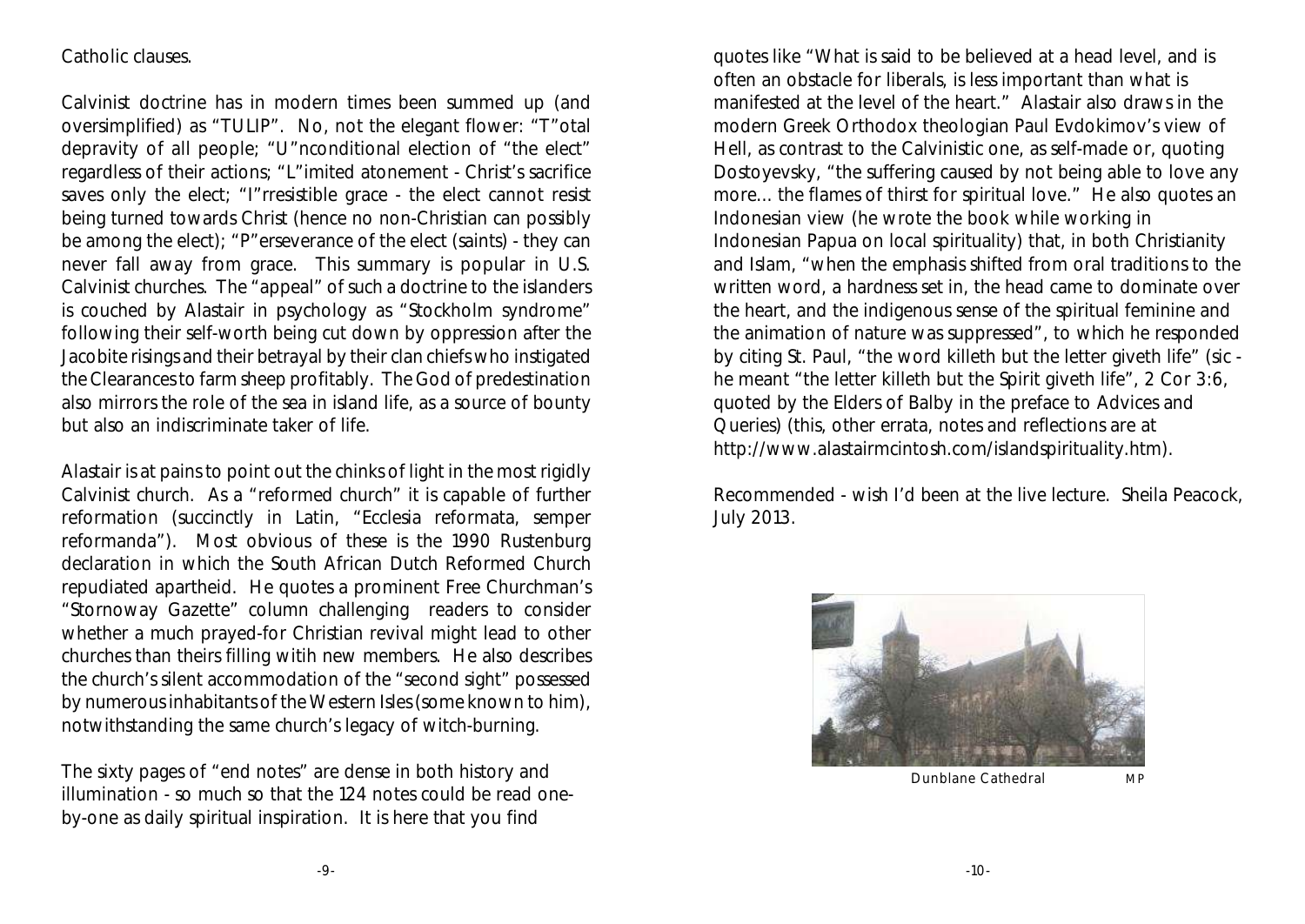Catholic clauses.

Calvinist doctrine has in modern times been summed up (and oversimplified) as "TULIP". No, not the elegant flower: "T"otal depravity of all people; "U"nconditional election of "the elect" regardless of their actions; "L"imited atonement - Christ's sacrifice saves only the elect; "I"rresistible grace - the elect cannot resist being turned towards Christ (hence no non-Christian can possibly be among the elect); "P"erseverance of the elect (saints) - they can never fall away from grace. This summary is popular in U.S. Calvinist churches. The "appeal" of such a doctrine to the islanders is couched by Alastair in psychology as "Stockholm syndrome" following their self-worth being cut down by oppression after the Jacobite risings and their betrayal by their clan chiefs who instigated the Clearances to farm sheep profitably. The God of predestination also mirrors the role of the sea in island life, as a source of bounty but also an indiscriminate taker of life.

Alastair is at pains to point out the chinks of light in the most rigidly Calvinist church. As a "reformed church" it is capable of further reformation (succinctly in Latin, "Ecclesia reformata, semper reformanda"). Most obvious of these is the 1990 Rustenburg declaration in which the South African Dutch Reformed Church repudiated apartheid. He quotes a prominent Free Churchman's "Stornoway Gazette" column challenging readers to consider whether a much prayed-for Christian revival might lead to other churches than theirs filling witih new members. He also describes the church's silent accommodation of the "second sight" possessed by numerous inhabitants of the Western Isles (some known to him), notwithstanding the same church's legacy of witch-burning.

The sixty pages of "end notes" are dense in both history and illumination - so much so that the 124 notes could be read one-by-one as daily spiritual inspiration. It is here that you find quotes like "What is said to be believed at a head level, and is often an obstacle for liberals, is less important than what is manifested at the level of the heart." Alastair also draws in the modern Greek Orthodox theologian Paul Evdokimov's view of Hell, as contrast to the Calvinistic one, as self-made or, quoting Dostoyevsky, "the suffering caused by not being able to love any more... the flames of thirst for spiritual love." He also quotes an Indonesian view (he wrote the book while working in Indonesian Papua on local spirituality) that, in both Christianity and Islam, "when the emphasis shifted from oral traditions to the written word, a hardness set in, the head came to dominate over the heart, and the indigenous sense of the spiritual feminine and the animation of nature was suppressed", to which he responded by citing St. Paul, "the word killeth but the letter giveth life" (sic - he meant "the letter killeth but the Spirit giveth life", 2 Cor 3:6, quoted by the Elders of Balby in the preface to Advices and Queries) (this, other errata, notes and reflections are at http://www.alastairmcintosh.com/islandspirituality.htm).

Recommended - wish I'd been at the live lecture. Sheila Peacock, July 2013.

Dunblane Cathedral MP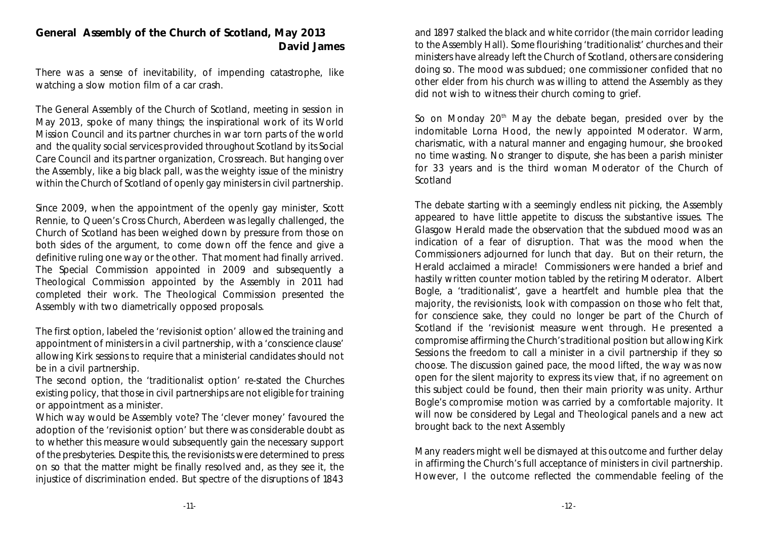## General Assembly of the Church of Scotland, May 2013

**David James**

There was a sense of inevitability, of impending catastrophe, like watching a slow motion film of a car crash.

The General Assembly of the Church of Scotland, meeting in session in May 2013, spoke of many things; the inspirational work of its World Mission Council and its partner churches in war torn parts of the world and the quality social services provided throughout Scotland by its Social Care Council and its partner organization, Crossreach. But hanging over the Assembly, like a big black pall, was the weighty issue of the ministry within the Church of Scotland of openly gay ministers in civil partnership.

Since 2009, when the appointment of the openly gay minister, Scott Rennie, to Queen's Cross Church, Aberdeen was legally challenged, the Church of Scotland has been weighed down by pressure from those on both sides of the argument, to come down off the fence and give a definitive ruling one way or the other. That moment had finally arrived. The Special Commission appointed in 2009 and subsequently a Theological Commission appointed by the Assembly in 2011 had completed their work. The Theological Commission presented the Assembly with two diametrically opposed proposals.

The first option, labeled the 'revisionist option' allowed the training and appointment of ministers in a civil partnership, with a 'conscience clause' allowing Kirk sessions to require that a ministerial candidates should not be in a civil partnership.

The second option, the 'traditionalist option' re-stated the Churches existing policy, that those in civil partnerships are not eligible for training or appointment as a minister.

Which way would be Assembly vote? The 'clever money' favoured the adoption of the 'revisionist option' but there was considerable doubt as to whether this measure would subsequently gain the necessary support of the presbyteries. Despite this, the revisionists were determined to press on so that the matter might be finally resolved and, as they see it, the injustice of discrimination ended. But spectre of the disruptions of 1843 and 1897 stalked the black and white corridor (the main corridor leading to the Assembly Hall). Some flourishing 'traditionalist' churches and their ministers have already left the Church of Scotland, others are considering doing so. The mood was subdued; one commissioner confided that no other elder from his church was willing to attend the Assembly as they did not wish to witness their church coming to grief.

So on Monday 20th May the debate began, presided over by the indomitable Lorna Hood, the newly appointed Moderator. Warm, charismatic, with a natural manner and engaging humour, she brooked no time wasting. No stranger to dispute, she has been a parish minister for 33 years and is the third woman Moderator of the Church of Scotland

The debate starting with a seemingly endless nit picking, the Assembly appeared to have little appetite to discuss the substantive issues. The Glasgow Herald made the observation that the subdued mood was an indication of a fear of disruption. That was the mood when the Commissioners adjourned for lunch that day. But on their return, the Herald acclaimed a miracle! Commissioners were handed a brief and hastily written counter motion tabled by the retiring Moderator. Albert Bogle, a 'traditionalist', gave a heartfelt and humble plea that the majority, the revisionists, look with compassion on those who felt that, for conscience sake, they could no longer be part of the Church of Scotland if the 'revisionist measure went through. He presented a compromise affirming the Church's traditional position but allowing Kirk Sessions the freedom to call a minister in a civil partnership if they so choose. The discussion gained pace, the mood lifted, the way was now open for the silent majority to express its view that, if no agreement on this subject could be found, then their main priority was unity. Arthur Bogle's compromise motion was carried by a comfortable majority. It will now be considered by Legal and Theological panels and a new act brought back to the next Assembly

Many readers might well be dismayed at this outcome and further delay in affirming the Church's full acceptance of ministers in civil partnership. However, I the outcome reflected the commendable feeling of the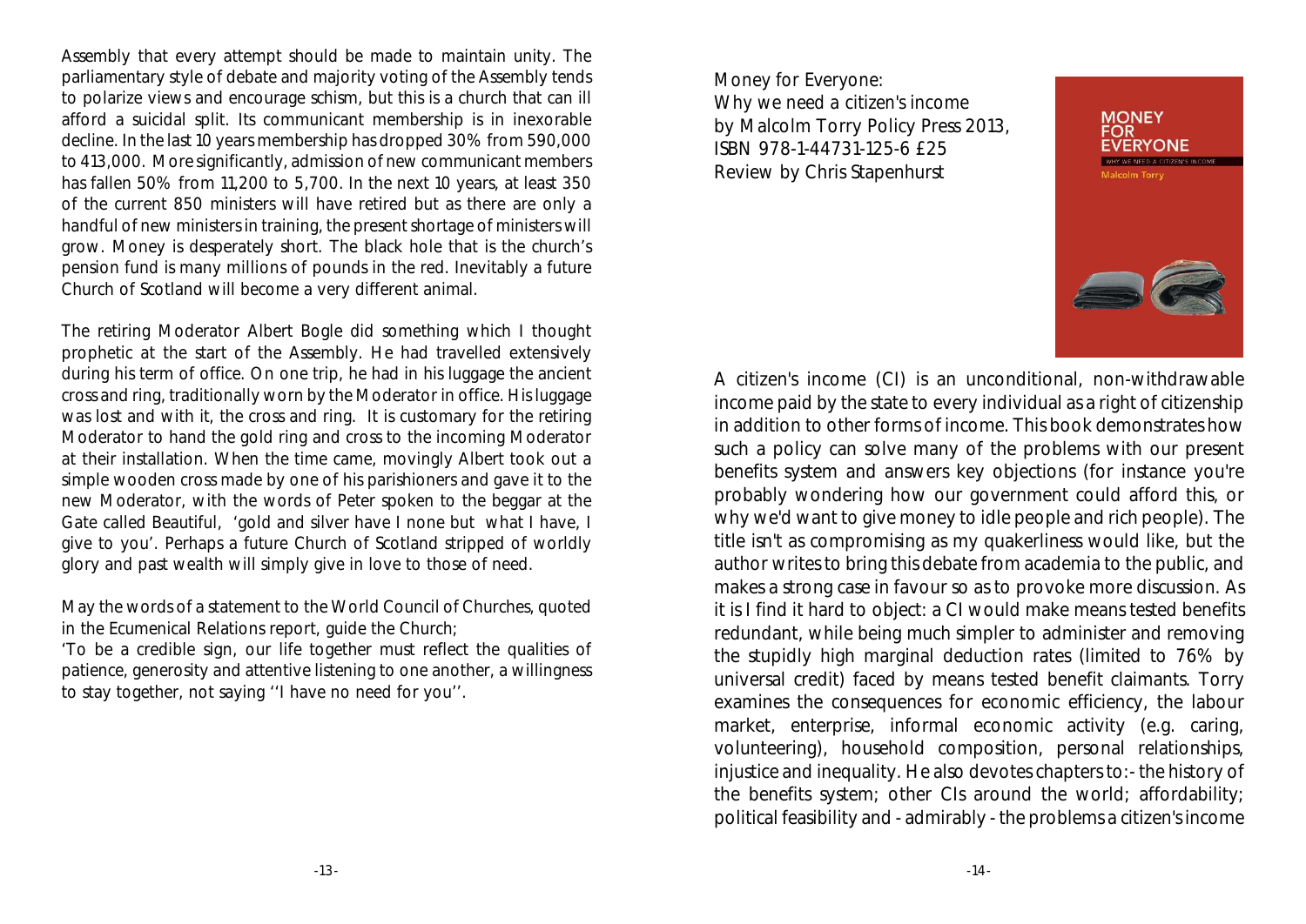Assembly that every attempt should be made to maintain unity. The parliamentary style of debate and majority voting of the Assembly tends to polarize views and encourage schism, but this is a church that can ill afford a suicidal split. Its communicant membership is in inexorable decline. In the last 10 years membership has dropped 30% from 590,000 to 413,000. More significantly, admission of new communicant members has fallen 50% from 11,200 to 5,700. In the next 10 years, at least 350 of the current 850 ministers will have retired but as there are only a handful of new ministers in training, the present shortage of ministers will grow. Money is desperately short. The black hole that is the church's pension fund is many millions of pounds in the red. Inevitably a future Church of Scotland will become a very different animal.

The retiring Moderator Albert Bogle did something which I thought prophetic at the start of the Assembly. He had travelled extensively during his term of office. On one trip, he had in his luggage the ancient cross and ring, traditionally worn by the Moderator in office. His luggage was lost and with it, the cross and ring. It is customary for the retiring Moderator to hand the gold ring and cross to the incoming Moderator at their installation. When the time came, movingly Albert took out a simple wooden cross made by one of his parishioners and gave it to the new Moderator, with the words of Peter spoken to the beggar at the Gate called Beautiful, 'gold and silver have I none but what I have, I give to you'. Perhaps a future Church of Scotland stripped of worldly glory and past wealth will simply give in love to those of need.

May the words of a statement to the World Council of Churches, quoted in the Ecumenical Relations report, guide the Church;

'To be a credible sign, our life together must reflect the qualities of patience, generosity and attentive listening to one another, a willingness to stay together, not saying ''I have no need for you''.

Money for Everyone:
Why we need a citizen's income
by Malcolm Torry Policy Press 2013,
ISBN 978-1-44731-125-6 £25
Review by Chris Stapenhurst

A citizen's income (CI) is an unconditional, non-withdrawable income paid by the state to every individual as a right of citizenship in addition to other forms of income. This book demonstrates how such a policy can solve many of the problems with our present benefits system and answers key objections (for instance you're probably wondering how our government could afford this, or why we'd want to give money to idle people and rich people). The title isn't as compromising as my quakerliness would like, but the author writes to bring this debate from academia to the public, and makes a strong case in favour so as to provoke more discussion. As it is I find it hard to object: a CI would make means tested benefits redundant, while being much simpler to administer and removing the stupidly high marginal deduction rates (limited to 76% by universal credit) faced by means tested benefit claimants. Torry examines the consequences for economic efficiency, the labour market, enterprise, informal economic activity (e.g. caring, volunteering), household composition, personal relationships, injustice and inequality. He also devotes chapters to:- the history of the benefits system; other CIs around the world; affordability; political feasibility and - admirably - the problems a citizen's income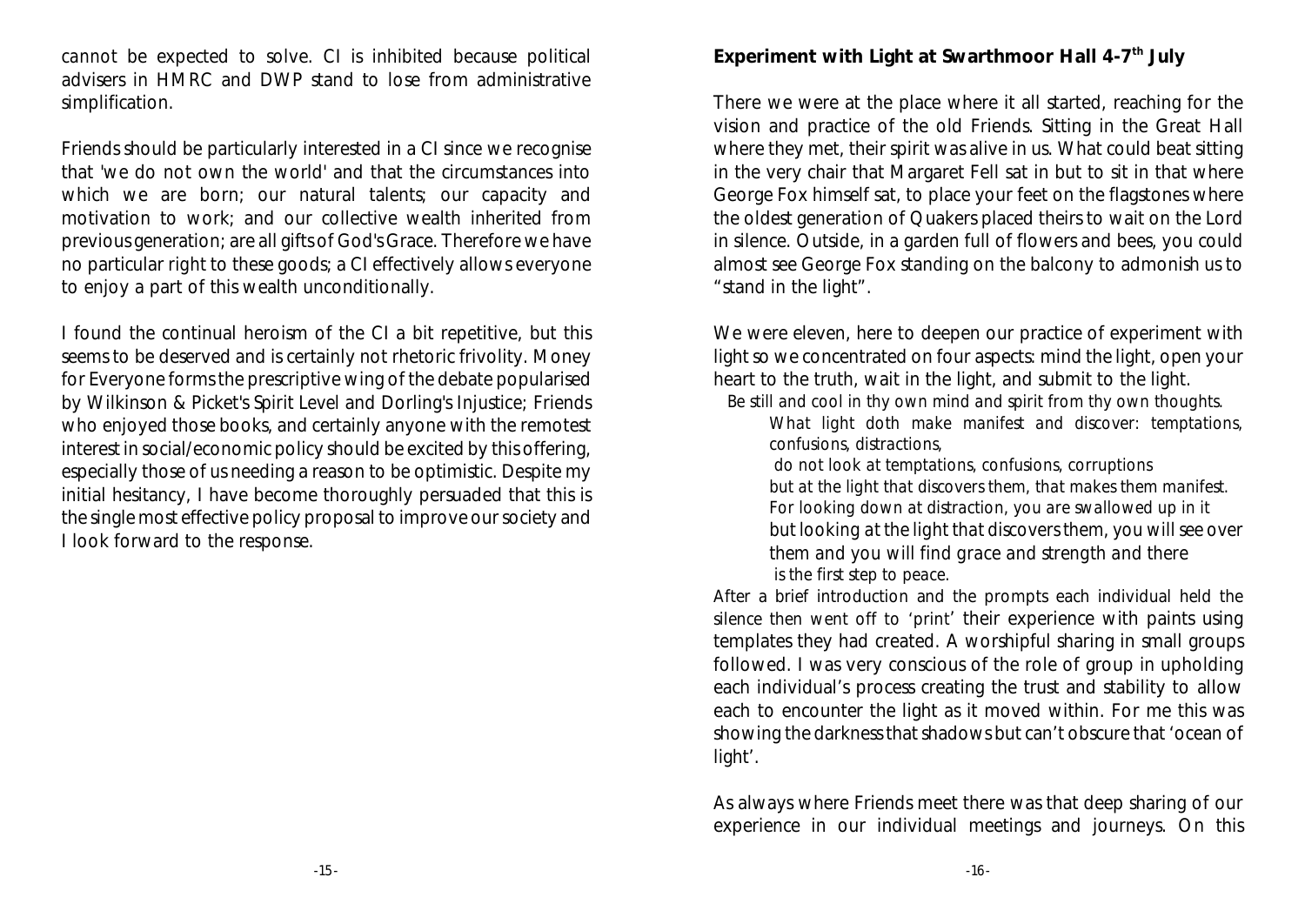cannot be expected to solve. CI is inhibited because political advisers in HMRC and DWP stand to lose from administrative simplification.

Friends should be particularly interested in a CI since we recognise that 'we do not own the world' and that the circumstances into which we are born; our natural talents; our capacity and motivation to work; and our collective wealth inherited from previous generation; are all gifts of God's Grace. Therefore we have no particular right to these goods; a CI effectively allows everyone to enjoy a part of this wealth unconditionally.

I found the continual heroism of the CI a bit repetitive, but this seems to be deserved and is certainly not rhetoric frivolity. Money for Everyone forms the prescriptive wing of the debate popularised by Wilkinson & Picket's *Spirit Level* and Dorling's *Injustice*; Friends who enjoyed those books, and certainly anyone with the remotest interest in social/economic policy should be excited by this offering, especially those of us needing a reason to be optimistic. Despite my initial hesitancy, I have become thoroughly persuaded that this is the single most effective policy proposal to improve our society and I look forward to the response.

**Experiment with Light at Swarthmoor Hall 4-7th July**

There we were at the place where it all started, reaching for the vision and practice of the old Friends. Sitting in the Great Hall where they met, their spirit was alive in us. What could beat sitting in the very chair that Margaret Fell sat in but to sit in that where George Fox himself sat, to place your feet on the flagstones where the oldest generation of Quakers placed theirs to wait on the Lord in silence. Outside, in a garden full of flowers and bees, you could almost see George Fox standing on the balcony to admonish us to "stand in the light".

We were eleven, here to deepen our practice of experiment with light so we concentrated on four aspects: mind the light, open your heart to the truth, wait in the light, and submit to the light.

> Be still and cool in thy own mind and spirit from thy own thoughts.
> What light doth make manifest and discover: temptations, confusions, distractions,
> do not look at temptations, confusions, corruptions
> but at the light that discovers them, that makes them manifest.
> For looking down at distraction, you are swallowed up in it
> but looking at the light that discovers them, you will see over them and you will find grace and strength and there
> is the first step to peace.

After a brief introduction and the prompts each individual held the silence then went off to 'print' their experience with paints using templates they had created. A worshipful sharing in small groups followed. I was very conscious of the role of group in upholding each individual's process creating the trust and stability to allow each to encounter the light as it moved within. For me this was showing the darkness that shadows but can't obscure that 'ocean of light'.

As always where Friends meet there was that deep sharing of our experience in our individual meetings and journeys. On this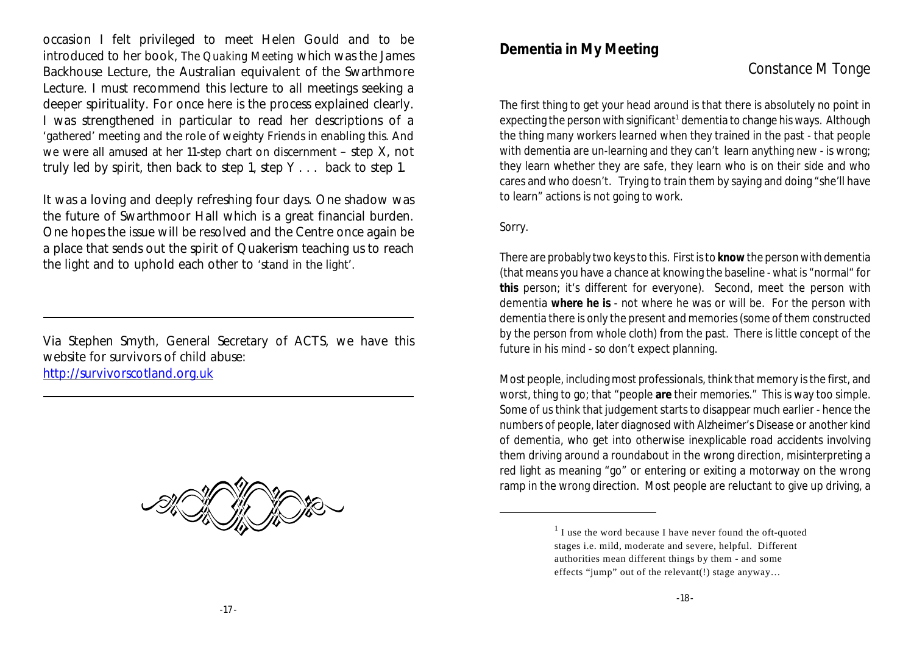occasion I felt privileged to meet Helen Gould and to be introduced to her book, *The Quaking Meeting* which was the James Backhouse Lecture, the Australian equivalent of the Swarthmore Lecture. I must recommend this lecture to all meetings seeking a deeper spirituality. For once here is the process explained clearly. I was strengthened in particular to read her descriptions of a 'gathered' meeting and the role of weighty Friends in enabling this. And we were all amused at her 11-step chart on discernment – step X, not truly led by spirit, then back to step 1, step Y . . . back to step 1.

It was a loving and deeply refreshing four days. One shadow was the future of Swarthmoor Hall which is a great financial burden. One hopes the issue will be resolved and the Centre once again be a place that sends out the spirit of Quakerism teaching us to reach the light and to uphold each other to 'stand in the light'.

---

Via Stephen Smyth, General Secretary of ACTS, we have this website for survivors of child abuse:
http://survivorscotland.org.uk

---

## Dementia in My Meeting

Constance M Tonge

The first thing to get your head around is that there is absolutely no point in expecting the person with significant[1] dementia to change his ways. Although the thing many workers learned when they trained in the past - that people with dementia are un-learning and they can't learn anything new - is wrong; they learn whether they are safe, they learn who is on their side and who cares and who doesn't. Trying to train them by saying and doing "she'll have to learn" actions is not going to work.

Sorry.

There are probably two keys to this. First is to **know** the person with dementia (that means you have a chance at knowing the baseline - what is "normal" for **this** person; it's different for everyone). Second, meet the person with dementia **where he is** - not where he was or will be. For the person with dementia there is only the present and memories (some of them constructed by the person from whole cloth) from the past. There is little concept of the future in his mind - so don't expect planning.

Most people, including most professionals, think that memory is the first, and worst, thing to go; that "people **are** their memories." This is way too simple. Some of us think that judgement starts to disappear much earlier - hence the numbers of people, later diagnosed with Alzheimer's Disease or another kind of dementia, who get into otherwise inexplicable road accidents involving them driving around a roundabout in the wrong direction, misinterpreting a red light as meaning "go" or entering or exiting a motorway on the wrong ramp in the wrong direction. Most people are reluctant to give up driving, a

---

[1] I use the word because I have never found the oft-quoted stages i.e. mild, moderate and severe, helpful. Different authorities mean different things by them - and some effects "jump" out of the relevant(!) stage anyway…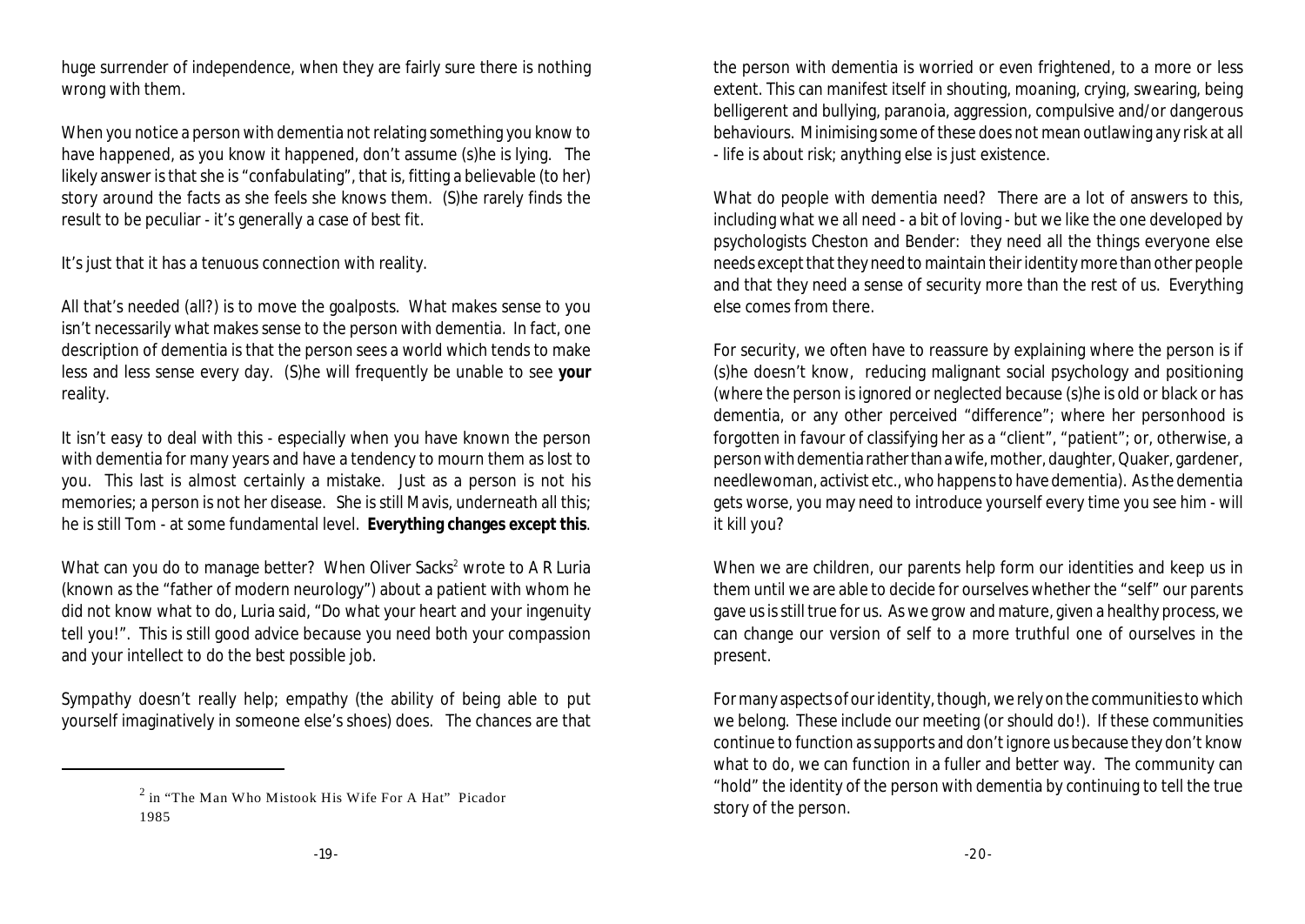huge surrender of independence, when they are fairly sure there is nothing wrong with them.

When you notice a person with dementia not relating something you know to have happened, as you know it happened, don't assume (s)he is lying. The likely answer is that she is "confabulating", that is, fitting a believable (to her) story around the facts as she feels she knows them. (S)he rarely finds the result to be peculiar - it's generally a case of best fit.

It's just that it has a tenuous connection with reality.

All that's needed (all?) is to move the goalposts. What makes sense to you isn't necessarily what makes sense to the person with dementia. In fact, one description of dementia is that the person sees a world which tends to make less and less sense every day. (S)he will frequently be unable to see **your** reality.

It isn't easy to deal with this - especially when you have known the person with dementia for many years and have a tendency to mourn them as lost to you. This last is almost certainly a mistake. Just as a person is not his memories; a person is not her disease. She is still Mavis, underneath all this; he is still Tom - at some fundamental level. **Everything changes except this**.

What can you do to manage better? When Oliver Sacks[2] wrote to A R Luria (known as the "father of modern neurology") about a patient with whom he did not know what to do, Luria said, "Do what your heart and your ingenuity tell you!". This is still good advice because you need both your compassion and your intellect to do the best possible job.

Sympathy doesn't really help; empathy (the ability of being able to put yourself imaginatively in someone else's shoes) does. The chances are that the person with dementia is worried or even frightened, to a more or less extent. This can manifest itself in shouting, moaning, crying, swearing, being belligerent and bullying, paranoia, aggression, compulsive and/or dangerous behaviours. Minimising some of these does not mean outlawing any risk at all - life is about risk; anything else is just existence.

What do people with dementia need? There are a lot of answers to this, including what we all need - a bit of loving - but we like the one developed by psychologists Cheston and Bender: they need all the things everyone else needs except that they need to maintain their identity more than other people and that they need a sense of security more than the rest of us. Everything else comes from there.

For security, we often have to reassure by explaining where the person is if (s)he doesn't know, reducing malignant social psychology and positioning (where the person is ignored or neglected because (s)he is old or black or has dementia, or any other perceived "difference"; where her personhood is forgotten in favour of classifying her as a "client", "patient"; or, otherwise, a person with dementia rather than a wife, mother, daughter, Quaker, gardener, needlewoman, activist etc., who happens to have dementia). As the dementia gets worse, you may need to introduce yourself every time you see him - will it kill you?

When we are children, our parents help form our identities and keep us in them until we are able to decide for ourselves whether the "self" our parents gave us is still true for us. As we grow and mature, given a healthy process, we can change our version of self to a more truthful one of ourselves in the present.

For many aspects of our identity, though, we rely on the communities to which we belong. These include our meeting (or should do!). If these communities continue to function as supports and don't ignore us because they don't know what to do, we can function in a fuller and better way. The community can "hold" the identity of the person with dementia by continuing to tell the true story of the person.

---

[2] in "The Man Who Mistook His Wife For A Hat" Picador 1985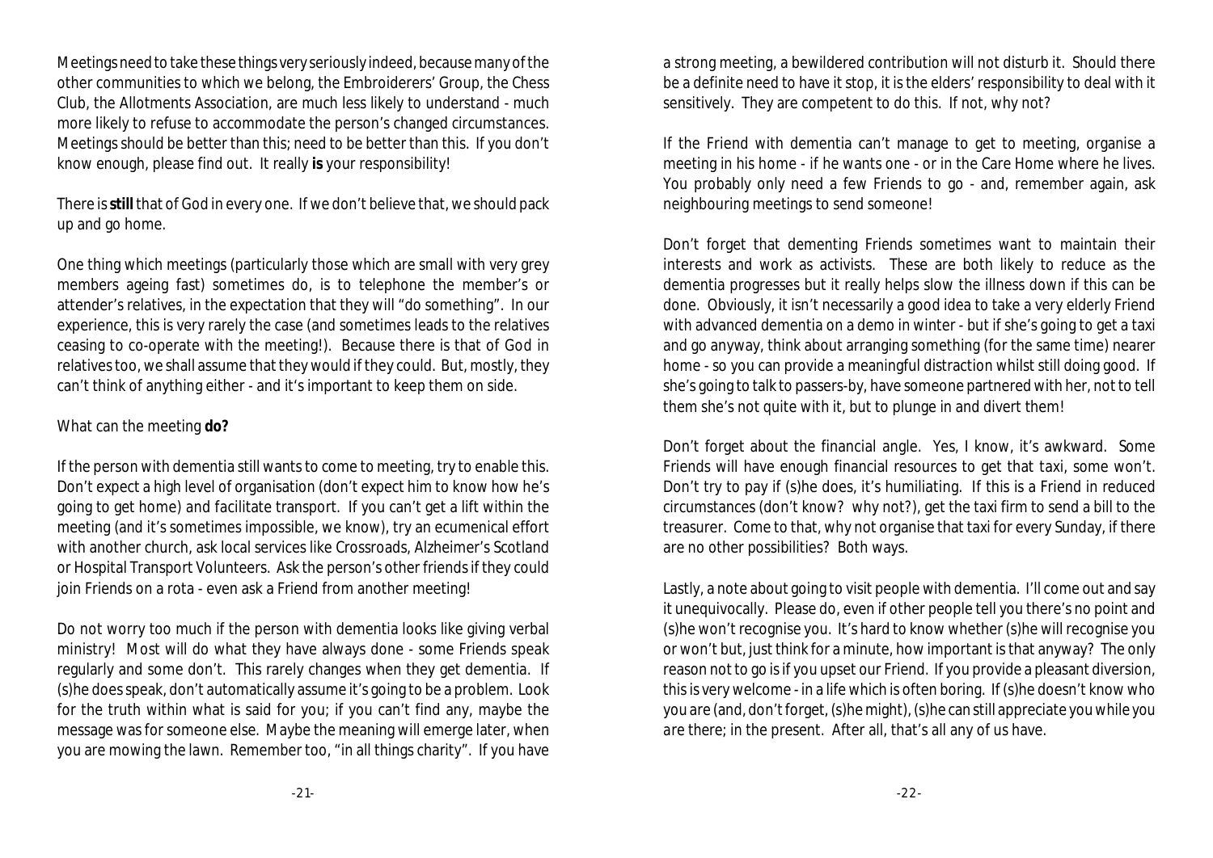Meetings need to take these things very seriously indeed, because many of the other communities to which we belong, the Embroiderers' Group, the Chess Club, the Allotments Association, are much less likely to understand - much more likely to refuse to accommodate the person's changed circumstances. Meetings should be better than this; need to be better than this. If you don't know enough, please find out. It really **is** your responsibility!

There is **still** that of God in every one. If we don't believe that, we should pack up and go home.

One thing which meetings (particularly those which are small with very grey members ageing fast) sometimes do, is to telephone the member's or attender's relatives, in the expectation that they will "do something". In our experience, this is very rarely the case (and sometimes leads to the relatives ceasing to co-operate with the meeting!). Because there is that of God in relatives too, we shall assume that they would if they could. But, mostly, they can't think of anything either - and it's important to keep them on side.

What can the meeting **do?**

If the person with dementia still wants to come to meeting, try to enable this. Don't expect a high level of organisation (don't expect him to know how he's going to get home) and facilitate transport. If you can't get a lift within the meeting (and it's sometimes impossible, we know), try an ecumenical effort with another church, ask local services like Crossroads, Alzheimer's Scotland or Hospital Transport Volunteers. Ask the person's other friends if they could join Friends on a rota - even ask a Friend from another meeting!

Do not worry too much if the person with dementia looks like giving verbal ministry! Most will do what they have always done - some Friends speak regularly and some don't. This rarely changes when they get dementia. If (s)he does speak, don't automatically assume it's going to be a problem. Look for the truth within what is said for you; if you can't find any, maybe the message was for someone else. Maybe the meaning will emerge later, when you are mowing the lawn. Remember too, "in all things charity". If you have a strong meeting, a bewildered contribution will not disturb it. Should there be a definite need to have it stop, it is the elders' responsibility to deal with it sensitively. They are competent to do this. If not, why not?

If the Friend with dementia can't manage to get to meeting, organise a meeting in his home - if he wants one - or in the Care Home where he lives. You probably only need a few Friends to go - and, remember again, ask neighbouring meetings to send someone!

Don't forget that dementing Friends sometimes want to maintain their interests and work as activists. These are both likely to reduce as the dementia progresses but it really helps slow the illness down if this can be done. Obviously, it isn't necessarily a good idea to take a very elderly Friend with advanced dementia on a demo in winter - but if she's going to get a taxi and go anyway, think about arranging something (for the same time) nearer home - so you can provide a meaningful distraction whilst still doing good. If she's going to talk to passers-by, have someone partnered with her, not to tell them she's not quite with it, but to plunge in and divert them!

Don't forget about the financial angle. Yes, I know, it's awkward. Some Friends will have enough financial resources to get that taxi, some won't. Don't try to pay if (s)he does, it's humiliating. If this is a Friend in reduced circumstances (don't know? why not?), get the taxi firm to send a bill to the treasurer. Come to that, why not organise that taxi for every Sunday, if there are no other possibilities? Both ways.

Lastly, a note about going to visit people with dementia. I'll come out and say it unequivocally. Please do, even if other people tell you there's no point and (s)he won't recognise you. It's hard to know whether (s)he will recognise you or won't but, just think for a minute, how important is that anyway? The only reason not to go is if you upset our Friend. If you provide a pleasant diversion, this is very welcome - in a life which is often boring. If (s)he doesn't know who you are (and, don't forget, (s)he might), (s)he can still appreciate you while you are there; in the present. After all, that's all any of us have.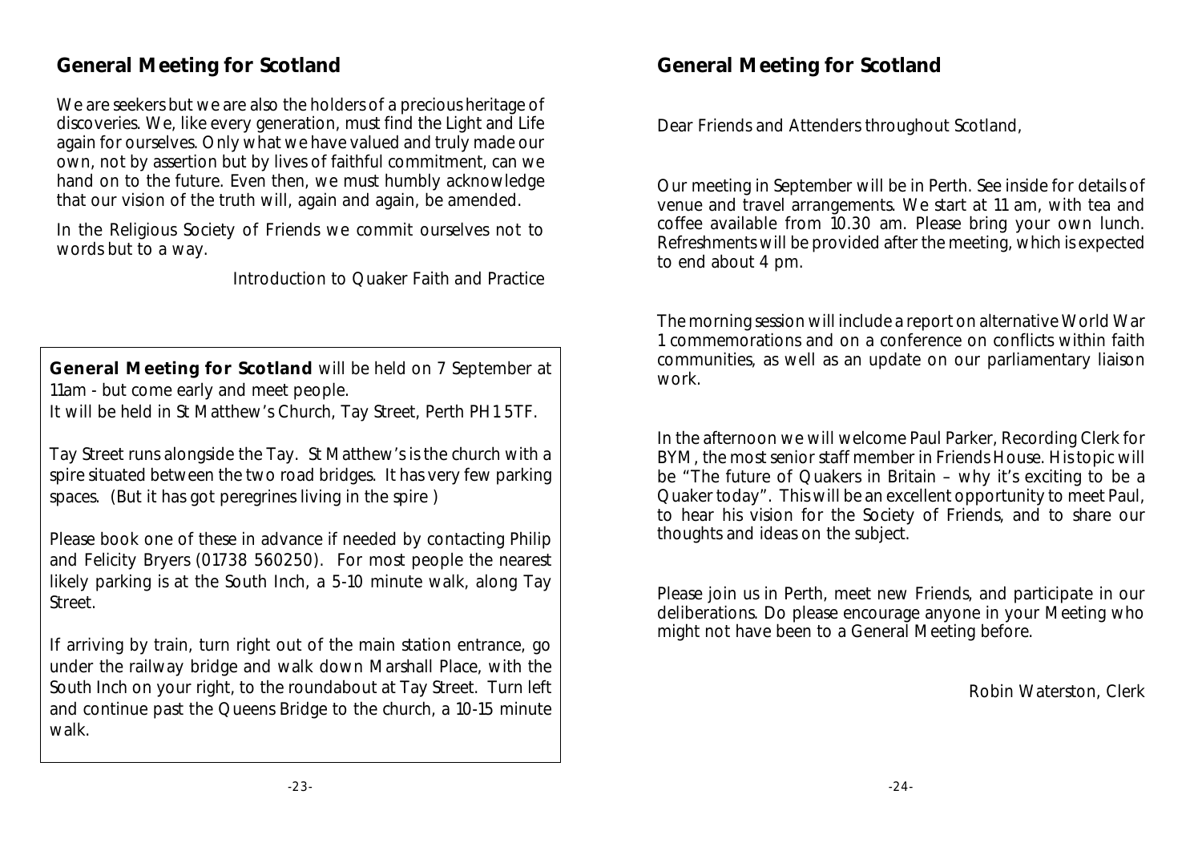## General Meeting for Scotland

We are seekers but we are also the holders of a precious heritage of discoveries. We, like every generation, must find the Light and Life again for ourselves. Only what we have valued and truly made our own, not by assertion but by lives of faithful commitment, can we hand on to the future. Even then, we must humbly acknowledge that our vision of the truth will, again and again, be amended.

In the Religious Society of Friends we commit ourselves not to words but to a way.

Introduction to Quaker Faith and Practice

**General Meeting for Scotland** will be held on 7 September at 11am - but come early and meet people.
It will be held in St Matthew's Church, Tay Street, Perth PH1 5TF.

Tay Street runs alongside the Tay. St Matthew's is the church with a spire situated between the two road bridges. It has very few parking spaces. (But it has got peregrines living in the spire )

Please book one of these in advance if needed by contacting Philip and Felicity Bryers (01738 560250). For most people the nearest likely parking is at the South Inch, a 5-10 minute walk, along Tay Street.

If arriving by train, turn right out of the main station entrance, go under the railway bridge and walk down Marshall Place, with the South Inch on your right, to the roundabout at Tay Street. Turn left and continue past the Queens Bridge to the church, a 10-15 minute walk.

## General Meeting for Scotland

Dear Friends and Attenders throughout Scotland,

Our meeting in September will be in Perth. See inside for details of venue and travel arrangements. We start at 11 am, with tea and coffee available from 10.30 am. Please bring your own lunch. Refreshments will be provided after the meeting, which is expected to end about 4 pm.

The morning session will include a report on alternative World War 1 commemorations and on a conference on conflicts within faith communities, as well as an update on our parliamentary liaison work.

In the afternoon we will welcome Paul Parker, Recording Clerk for BYM, the most senior staff member in Friends House. His topic will be "The future of Quakers in Britain – why it's exciting to be a Quaker today". This will be an excellent opportunity to meet Paul, to hear his vision for the Society of Friends, and to share our thoughts and ideas on the subject.

Please join us in Perth, meet new Friends, and participate in our deliberations. Do please encourage anyone in your Meeting who might not have been to a General Meeting before.

Robin Waterston, Clerk